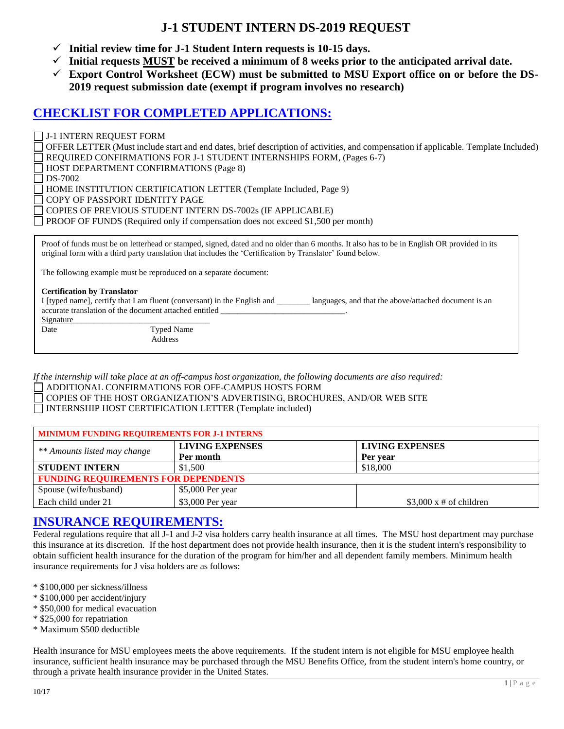# J-1 STUDENT INTERN DS-2019 REQUEST

- ✓ **Initial review time for J-1 Student Intern requests is 10-15 days.**
- ✓ **Initial requests MUST be received a minimum of 8 weeks prior to the anticipated arrival date.**
- ✓ **Export Control Worksheet (ECW) must be submitted to MSU Export office on or before the DS-2019 request submission date (exempt if program involves no research)**

## CHECKLIST FOR COMPLETED APPLICATIONS:

- ☐ J-1 INTERN REQUEST FORM
- ☐ OFFER LETTER (Must include start and end dates, brief description of activities, and compensation if applicable. Template Included)
- ☐ REQUIRED CONFIRMATIONS FOR J-1 STUDENT INTERNSHIPS FORM, (Pages 6-7)
- ☐ HOST DEPARTMENT CONFIRMATIONS (Page 8)
- ☐ DS-7002
- ☐ HOME INSTITUTION CERTIFICATION LETTER (Template Included, Page 9)
- ☐ COPY OF PASSPORT IDENTITY PAGE
- ☐ COPIES OF PREVIOUS STUDENT INTERN DS-7002s (IF APPLICABLE)
- ☐ PROOF OF FUNDS (Required only if compensation does not exceed $1,500 per month)

> Proof of funds must be on letterhead or stamped, signed, dated and no older than 6 months. It also has to be in English OR provided in its original form with a third party translation that includes the 'Certification by Translator' found below.
>
> The following example must be reproduced on a separate document:
>
> **Certification by Translator**
> I [typed name], certify that I am fluent (conversant) in the English and ________ languages, and that the above/attached document is an accurate translation of the document attached entitled ______________________________.
> Signature________________________________
> Date                    Typed Name
>                         Address

*If the internship will take place at an off-campus host organization, the following documents are also required:*

- ☐ ADDITIONAL CONFIRMATIONS FOR OFF-CAMPUS HOSTS FORM
- ☐ COPIES OF THE HOST ORGANIZATION'S ADVERTISING, BROCHURES, AND/OR WEB SITE
- ☐ INTERNSHIP HOST CERTIFICATION LETTER (Template included)

| MINIMUM FUNDING REQUIREMENTS FOR J-1 INTERNS | | |
|---|---|---|
| *\*\* Amounts listed may change* | **LIVING EXPENSES Per month** | **LIVING EXPENSES Per year** |
| **STUDENT INTERN** | $1,500 | $18,000 |
| **FUNDING REQUIREMENTS FOR DEPENDENTS** | | |
| Spouse (wife/husband) | $5,000 Per year | |
| Each child under 21 | $3,000 Per year | $3,000 x # of children |

## INSURANCE REQUIREMENTS:

Federal regulations require that all J-1 and J-2 visa holders carry health insurance at all times. The MSU host department may purchase this insurance at its discretion. If the host department does not provide health insurance, then it is the student intern's responsibility to obtain sufficient health insurance for the duration of the program for him/her and all dependent family members. Minimum health insurance requirements for J visa holders are as follows:

* $100,000 per sickness/illness
* $100,000 per accident/injury
* $50,000 for medical evacuation
* $25,000 for repatriation
* Maximum $500 deductible

Health insurance for MSU employees meets the above requirements. If the student intern is not eligible for MSU employee health insurance, sufficient health insurance may be purchased through the MSU Benefits Office, from the student intern's home country, or through a private health insurance provider in the United States.

10/17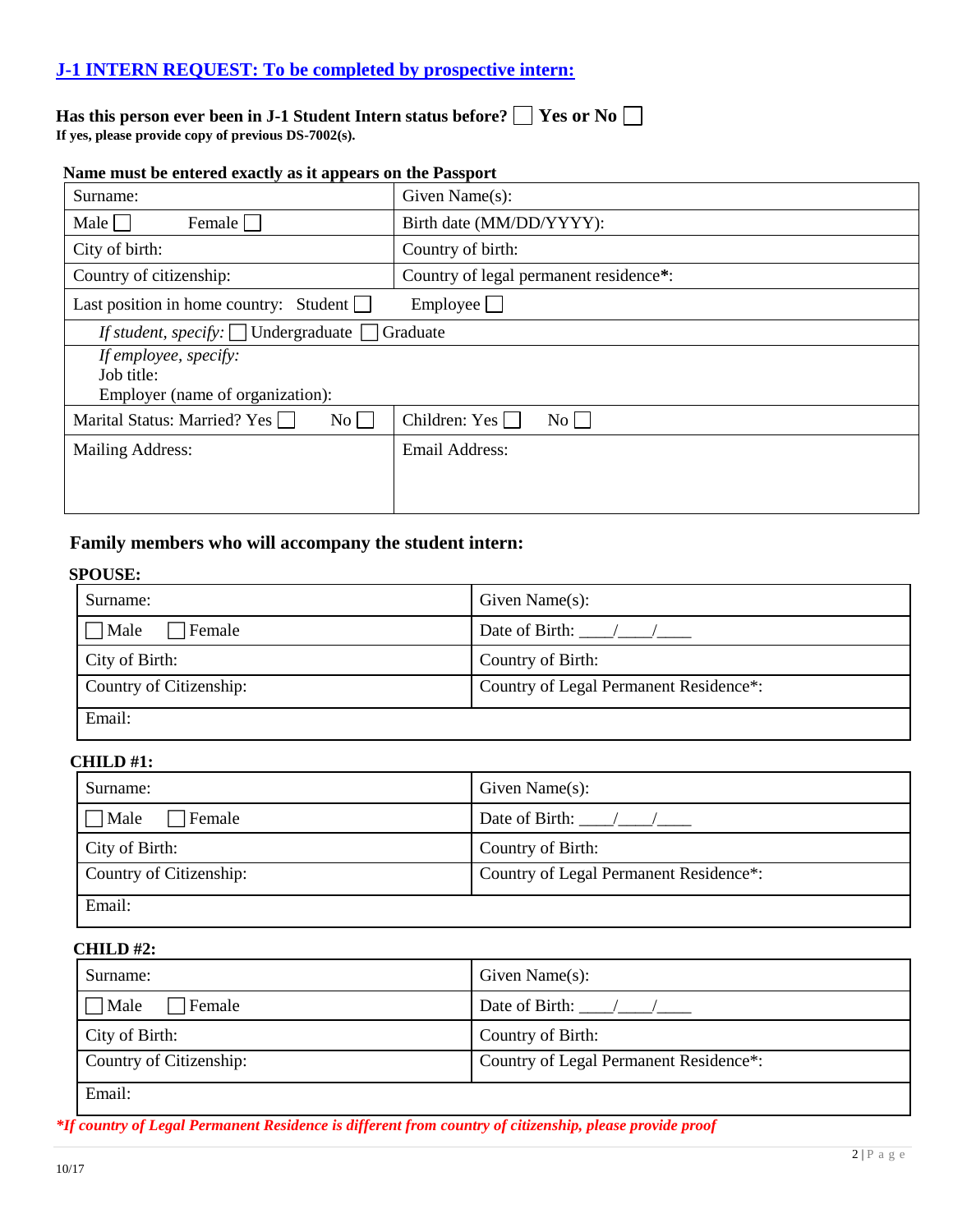## J-1 INTERN REQUEST: To be completed by prospective intern:

**Has this person ever been in J-1 Student Intern status before? ☐ Yes or No ☐**
**If yes, please provide copy of previous DS-7002(s).**

**Name must be entered exactly as it appears on the Passport**

| Surname: | Given Name(s): |
|---|---|
| Male ☐ Female ☐ | Birth date (MM/DD/YYYY): |
| City of birth: | Country of birth: |
| Country of citizenship: | Country of legal permanent residence**\***: |
| Last position in home country: Student ☐ | Employee ☐ |
| *If student, specify:* ☐ Undergraduate ☐ Graduate | |
| *If employee, specify:*<br>Job title:<br>Employer (name of organization): | |
| Marital Status: Married? Yes ☐ No ☐ | Children: Yes ☐ No ☐ |
| Mailing Address: | Email Address: |

### Family members who will accompany the student intern:

**SPOUSE:**

| Surname: | Given Name(s): |
|---|---|
| ☐ Male ☐ Female | Date of Birth: \_\_\_\_/\_\_\_\_/\_\_\_\_ |
| City of Birth: | Country of Birth: |
| Country of Citizenship: | Country of Legal Permanent Residence*: |
| Email: | |

**CHILD #1:**

| Surname: | Given Name(s): |
|---|---|
| ☐ Male ☐ Female | Date of Birth: \_\_\_\_/\_\_\_\_/\_\_\_\_ |
| City of Birth: | Country of Birth: |
| Country of Citizenship: | Country of Legal Permanent Residence*: |
| Email: | |

**CHILD #2:**

| Surname: | Given Name(s): |
|---|---|
| ☐ Male ☐ Female | Date of Birth: \_\_\_\_/\_\_\_\_/\_\_\_\_ |
| City of Birth: | Country of Birth: |
| Country of Citizenship: | Country of Legal Permanent Residence*: |
| Email: | |

***If country of Legal Permanent Residence is different from country of citizenship, please provide proof***

10/17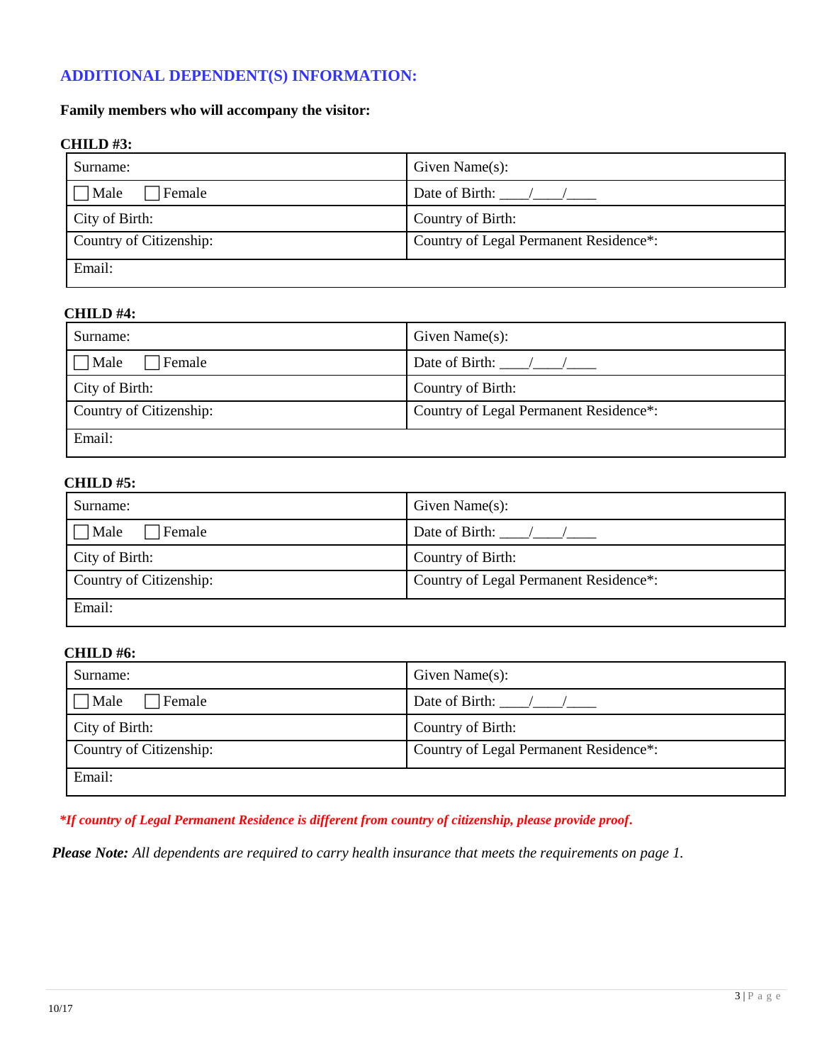## ADDITIONAL DEPENDENT(S) INFORMATION:

**Family members who will accompany the visitor:**

**CHILD #3:**

| Surname: | Given Name(s): |
|---|---|
| ☐ Male ☐ Female | Date of Birth: \_\_\_\_/\_\_\_\_/\_\_\_\_ |
| City of Birth: | Country of Birth: |
| Country of Citizenship: | Country of Legal Permanent Residence*: |
| Email: | |

**CHILD #4:**

| Surname: | Given Name(s): |
|---|---|
| ☐ Male ☐ Female | Date of Birth: \_\_\_\_/\_\_\_\_/\_\_\_\_ |
| City of Birth: | Country of Birth: |
| Country of Citizenship: | Country of Legal Permanent Residence*: |
| Email: | |

**CHILD #5:**

| Surname: | Given Name(s): |
|---|---|
| ☐ Male ☐ Female | Date of Birth: \_\_\_\_/\_\_\_\_/\_\_\_\_ |
| City of Birth: | Country of Birth: |
| Country of Citizenship: | Country of Legal Permanent Residence*: |
| Email: | |

**CHILD #6:**

| Surname: | Given Name(s): |
|---|---|
| ☐ Male ☐ Female | Date of Birth: \_\_\_\_/\_\_\_\_/\_\_\_\_ |
| City of Birth: | Country of Birth: |
| Country of Citizenship: | Country of Legal Permanent Residence*: |
| Email: | |

***If country of Legal Permanent Residence is different from country of citizenship, please provide proof.***

***Please Note:** All dependents are required to carry health insurance that meets the requirements on page 1.*

10/17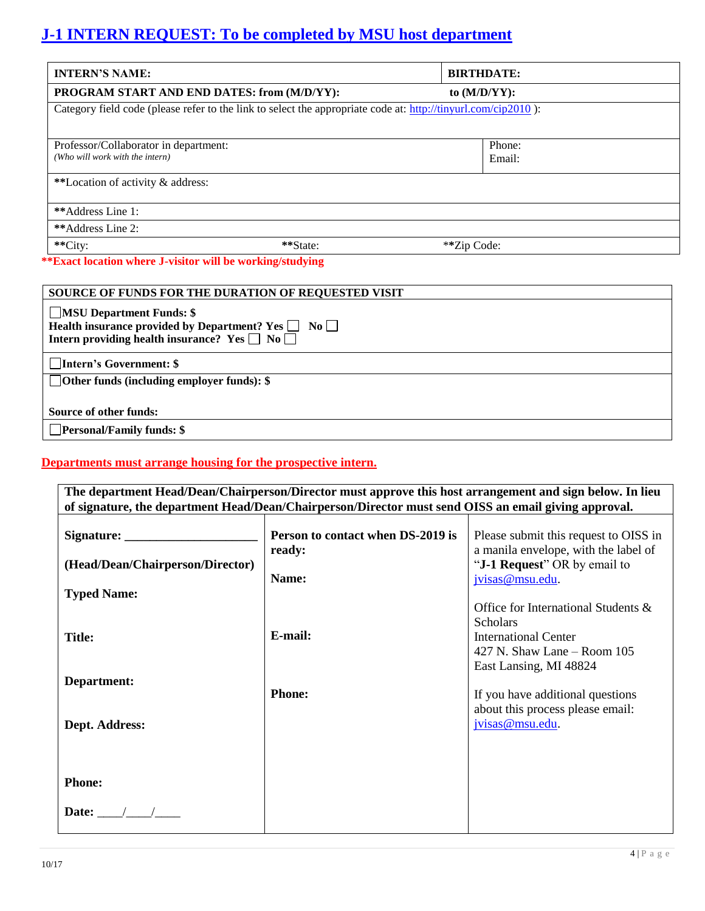# J-1 INTERN REQUEST: To be completed by MSU host department

| **INTERN'S NAME:** | **BIRTHDATE:** |
|---|---|
| **PROGRAM START AND END DATES: from (M/D/YY):** | **to (M/D/YY):** |

Category field code (please refer to the link to select the appropriate code at: http://tinyurl.com/cip2010 ):

| Professor/Collaborator in department: *(Who will work with the intern)* | Phone: Email: |
|---|---|

**Location of activity & address:

**Address Line 1:

**Address Line 2:

| **City: | **State: | **Zip Code: |
|---|---|---|

**Exact location where J-visitor will be working/studying**

| **SOURCE OF FUNDS FOR THE DURATION OF REQUESTED VISIT** |
|---|
| ☐ **MSU Department Funds: $** <br> **Health insurance provided by Department? Yes** ☐ **No** ☐ <br> **Intern providing health insurance? Yes** ☐ **No** ☐ |
| ☐ **Intern's Government: $** |
| ☐ **Other funds (including employer funds): $** <br><br> **Source of other funds:** |
| ☐ **Personal/Family funds: $** |

**Departments must arrange housing for the prospective intern.**

**The department Head/Dean/Chairperson/Director must approve this host arrangement and sign below. In lieu of signature, the department Head/Dean/Chairperson/Director must send OISS an email giving approval.**

| | | |
|---|---|---|
| **Signature:** ____________________ <br><br> **(Head/Dean/Chairperson/Director)** <br><br> **Typed Name:** <br><br> **Title:** <br><br> **Department:** <br><br> **Dept. Address:** <br><br> **Phone:** <br><br> **Date:** ____/____/____ | **Person to contact when DS-2019 is ready:** <br><br> **Name:** <br><br> **E-mail:** <br><br> **Phone:** | Please submit this request to OISS in a manila envelope, with the label of "**J-1 Request**" OR by email to jvisas@msu.edu. <br><br> Office for International Students & Scholars <br> International Center <br> 427 N. Shaw Lane – Room 105 <br> East Lansing, MI 48824 <br><br> If you have additional questions about this process please email: jvisas@msu.edu. |

10/17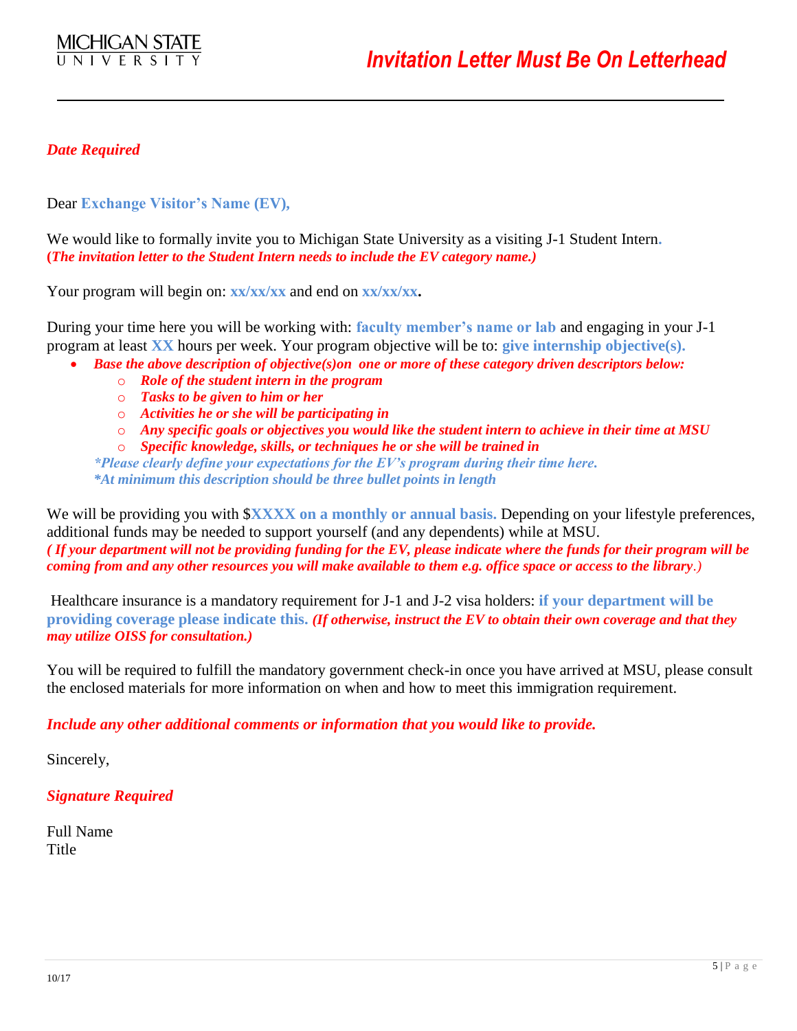MICHIGAN STATE UNIVERSITY

***Invitation Letter Must Be On Letterhead***

---

***Date Required***

Dear **Exchange Visitor's Name (EV),**

We would like to formally invite you to Michigan State University as a visiting J-1 Student Intern.
***(The invitation letter to the Student Intern needs to include the EV category name.)***

Your program will begin on: **xx/xx/xx** and end on **xx/xx/xx.**

During your time here you will be working with: **faculty member's name or lab** and engaging in your J-1 program at least **XX** hours per week. Your program objective will be to: **give internship objective(s).**

- ***Base the above description of objective(s)on one or more of these category driven descriptors below:***
  - ***Role of the student intern in the program***
  - ***Tasks to be given to him or her***
  - ***Activities he or she will be participating in***
  - ***Any specific goals or objectives you would like the student intern to achieve in their time at MSU***
  - ***Specific knowledge, skills, or techniques he or she will be trained in***

  ****Please clearly define your expectations for the EV's program during their time here.***
  ****At minimum this description should be three bullet points in length***

We will be providing you with $**XXXX on a monthly or annual basis.** Depending on your lifestyle preferences, additional funds may be needed to support yourself (and any dependents) while at MSU.
***( If your department will not be providing funding for the EV, please indicate where the funds for their program will be coming from and any other resources you will make available to them e.g. office space or access to the library.)***

Healthcare insurance is a mandatory requirement for J-1 and J-2 visa holders: **if your department will be providing coverage please indicate this.** ***(If otherwise, instruct the EV to obtain their own coverage and that they may utilize OISS for consultation.)***

You will be required to fulfill the mandatory government check-in once you have arrived at MSU, please consult the enclosed materials for more information on when and how to meet this immigration requirement.

***Include any other additional comments or information that you would like to provide.***

Sincerely,

***Signature Required***

Full Name
Title

10/17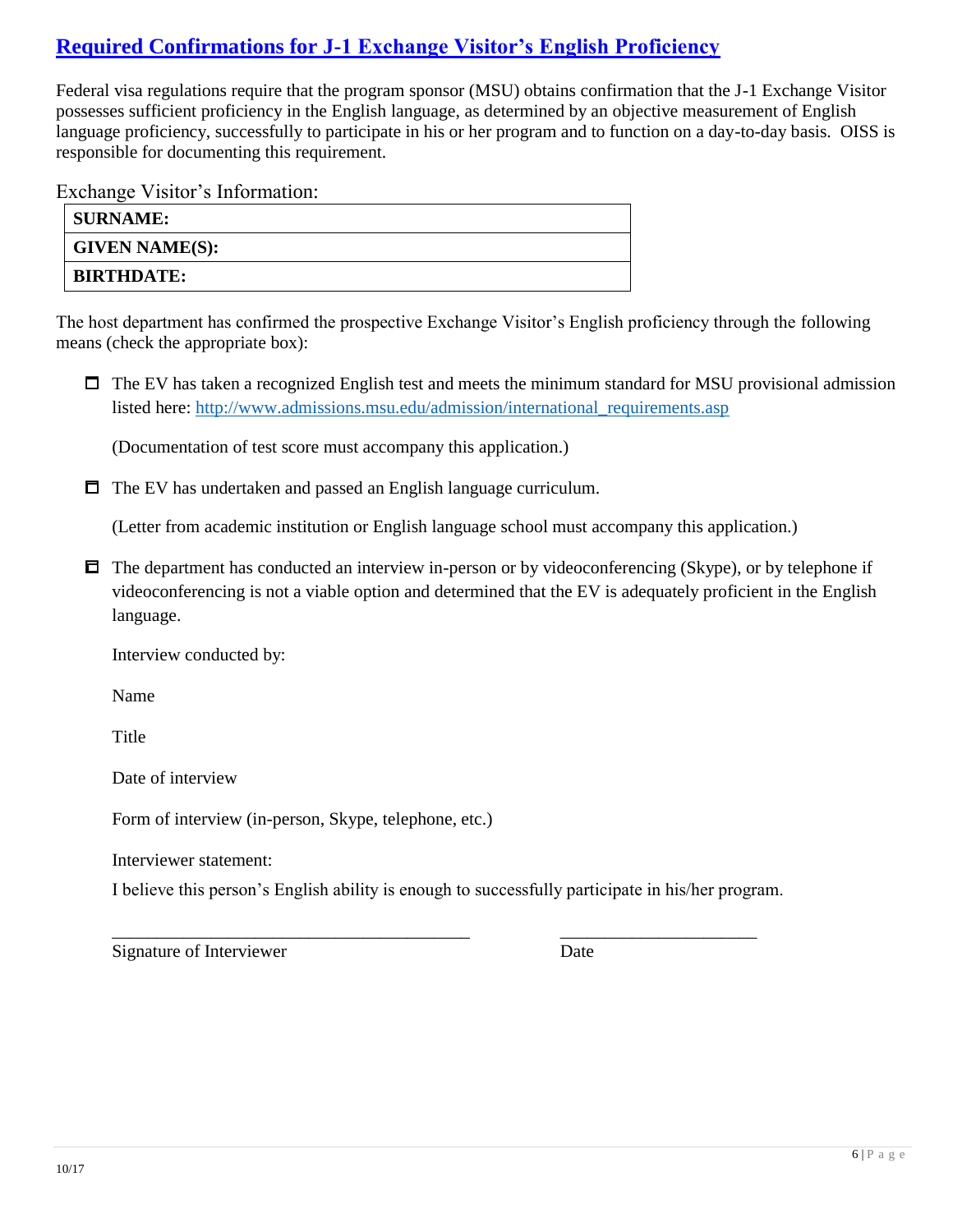## Required Confirmations for J-1 Exchange Visitor's English Proficiency

Federal visa regulations require that the program sponsor (MSU) obtains confirmation that the J-1 Exchange Visitor possesses sufficient proficiency in the English language, as determined by an objective measurement of English language proficiency, successfully to participate in his or her program and to function on a day-to-day basis. OISS is responsible for documenting this requirement.

Exchange Visitor's Information:

| **SURNAME:** |
|---|
| **GIVEN NAME(S):** |
| **BIRTHDATE:** |

The host department has confirmed the prospective Exchange Visitor's English proficiency through the following means (check the appropriate box):

- ☐ The EV has taken a recognized English test and meets the minimum standard for MSU provisional admission listed here: http://www.admissions.msu.edu/admission/international_requirements.asp

  (Documentation of test score must accompany this application.)

- ☐ The EV has undertaken and passed an English language curriculum.

  (Letter from academic institution or English language school must accompany this application.)

- ☐ The department has conducted an interview in-person or by videoconferencing (Skype), or by telephone if videoconferencing is not a viable option and determined that the EV is adequately proficient in the English language.

  Interview conducted by:

  Name

  Title

  Date of interview

  Form of interview (in-person, Skype, telephone, etc.)

  Interviewer statement:

  I believe this person's English ability is enough to successfully participate in his/her program.

  ______________________________________ ______________________

  Signature of Interviewer Date

10/17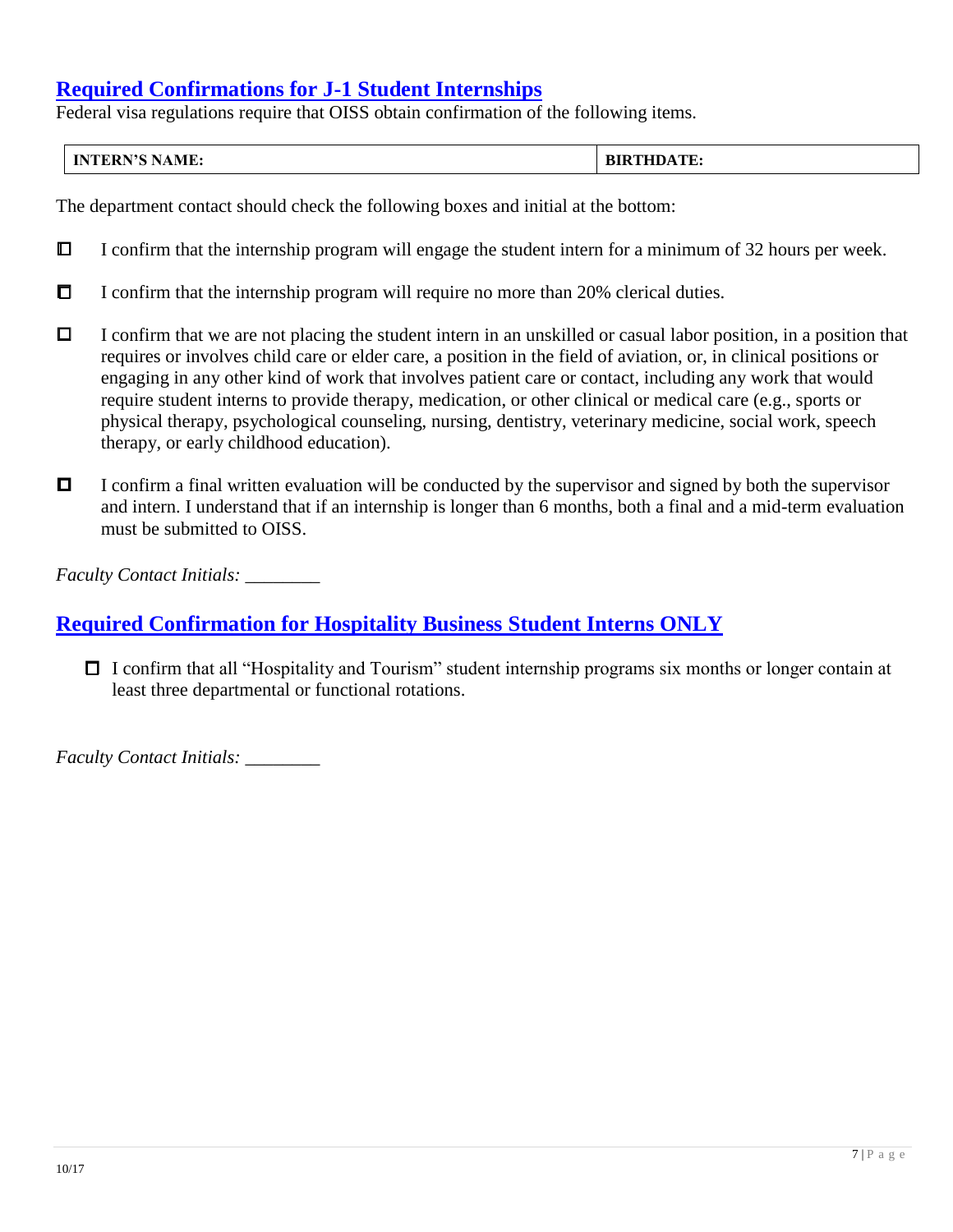## Required Confirmations for J-1 Student Internships

Federal visa regulations require that OISS obtain confirmation of the following items.

| INTERN'S NAME: | BIRTHDATE: |
| --- | --- |

The department contact should check the following boxes and initial at the bottom:

- ☐ I confirm that the internship program will engage the student intern for a minimum of 32 hours per week.
- ☐ I confirm that the internship program will require no more than 20% clerical duties.
- ☐ I confirm that we are not placing the student intern in an unskilled or casual labor position, in a position that requires or involves child care or elder care, a position in the field of aviation, or, in clinical positions or engaging in any other kind of work that involves patient care or contact, including any work that would require student interns to provide therapy, medication, or other clinical or medical care (e.g., sports or physical therapy, psychological counseling, nursing, dentistry, veterinary medicine, social work, speech therapy, or early childhood education).
- ☐ I confirm a final written evaluation will be conducted by the supervisor and signed by both the supervisor and intern. I understand that if an internship is longer than 6 months, both a final and a mid-term evaluation must be submitted to OISS.

*Faculty Contact Initials:* ________

## Required Confirmation for Hospitality Business Student Interns ONLY

- ☐ I confirm that all "Hospitality and Tourism" student internship programs six months or longer contain at least three departmental or functional rotations.

*Faculty Contact Initials:* ________

10/17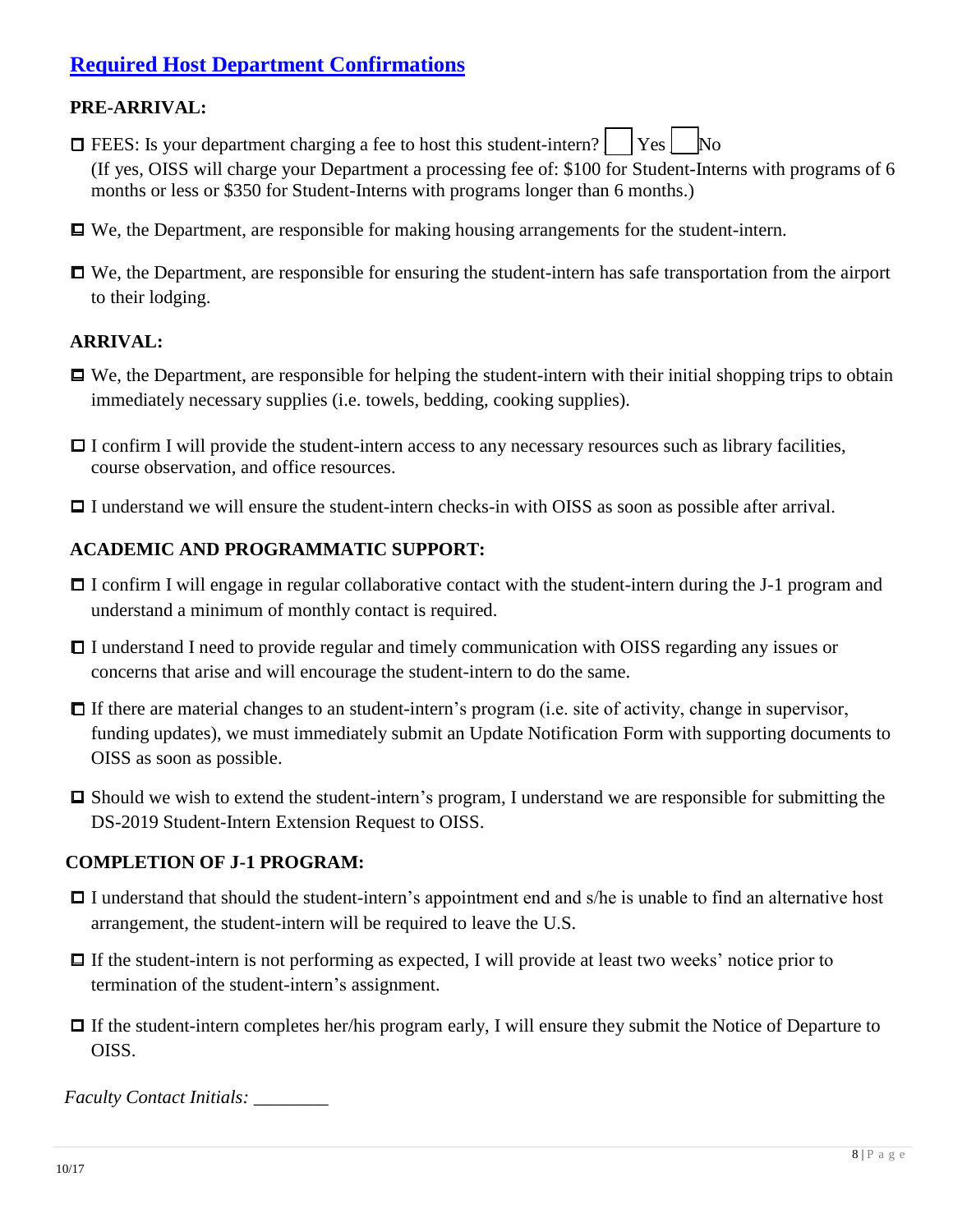## Required Host Department Confirmations

### PRE-ARRIVAL:

- ☐ FEES: Is your department charging a fee to host this student-intern? ☐ Yes ☐ No
  (If yes, OISS will charge your Department a processing fee of: $100 for Student-Interns with programs of 6 months or less or $350 for Student-Interns with programs longer than 6 months.)
- ☐ We, the Department, are responsible for making housing arrangements for the student-intern.
- ☐ We, the Department, are responsible for ensuring the student-intern has safe transportation from the airport to their lodging.

### ARRIVAL:

- ☐ We, the Department, are responsible for helping the student-intern with their initial shopping trips to obtain immediately necessary supplies (i.e. towels, bedding, cooking supplies).
- ☐ I confirm I will provide the student-intern access to any necessary resources such as library facilities, course observation, and office resources.
- ☐ I understand we will ensure the student-intern checks-in with OISS as soon as possible after arrival.

### ACADEMIC AND PROGRAMMATIC SUPPORT:

- ☐ I confirm I will engage in regular collaborative contact with the student-intern during the J-1 program and understand a minimum of monthly contact is required.
- ☐ I understand I need to provide regular and timely communication with OISS regarding any issues or concerns that arise and will encourage the student-intern to do the same.
- ☐ If there are material changes to an student-intern's program (i.e. site of activity, change in supervisor, funding updates), we must immediately submit an Update Notification Form with supporting documents to OISS as soon as possible.
- ☐ Should we wish to extend the student-intern's program, I understand we are responsible for submitting the DS-2019 Student-Intern Extension Request to OISS.

### COMPLETION OF J-1 PROGRAM:

- ☐ I understand that should the student-intern's appointment end and s/he is unable to find an alternative host arrangement, the student-intern will be required to leave the U.S.
- ☐ If the student-intern is not performing as expected, I will provide at least two weeks' notice prior to termination of the student-intern's assignment.
- ☐ If the student-intern completes her/his program early, I will ensure they submit the Notice of Departure to OISS.

*Faculty Contact Initials:* ________

10/17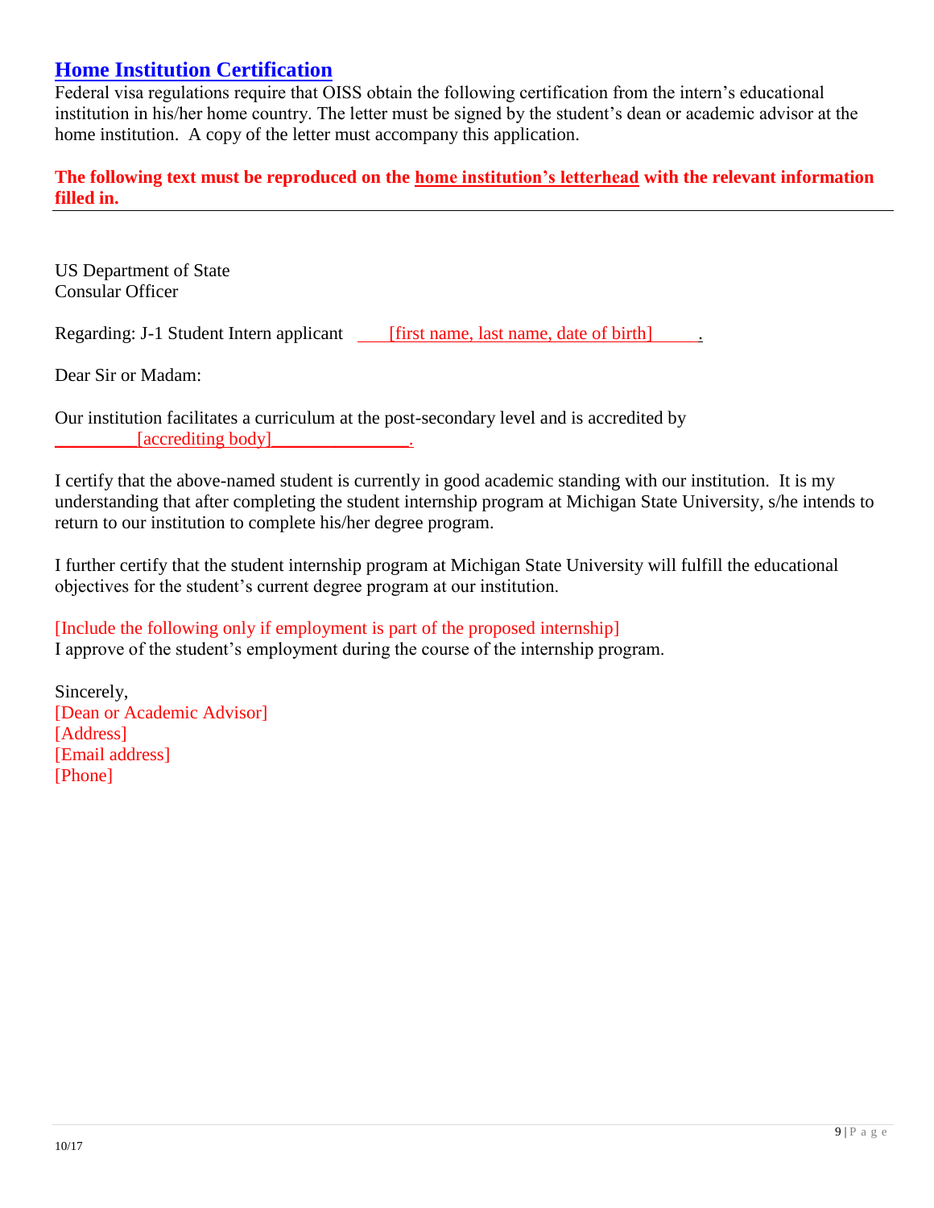## Home Institution Certification

Federal visa regulations require that OISS obtain the following certification from the intern's educational institution in his/her home country. The letter must be signed by the student's dean or academic advisor at the home institution. A copy of the letter must accompany this application.

**The following text must be reproduced on the home institution's letterhead with the relevant information filled in.**

---

US Department of State
Consular Officer

Regarding: J-1 Student Intern applicant ____[first name, last name, date of birth]_____.

Dear Sir or Madam:

Our institution facilitates a curriculum at the post-secondary level and is accredited by _________[accrediting body]_______________.

I certify that the above-named student is currently in good academic standing with our institution. It is my understanding that after completing the student internship program at Michigan State University, s/he intends to return to our institution to complete his/her degree program.

I further certify that the student internship program at Michigan State University will fulfill the educational objectives for the student's current degree program at our institution.

[Include the following only if employment is part of the proposed internship]
I approve of the student's employment during the course of the internship program.

Sincerely,
[Dean or Academic Advisor]
[Address]
[Email address]
[Phone]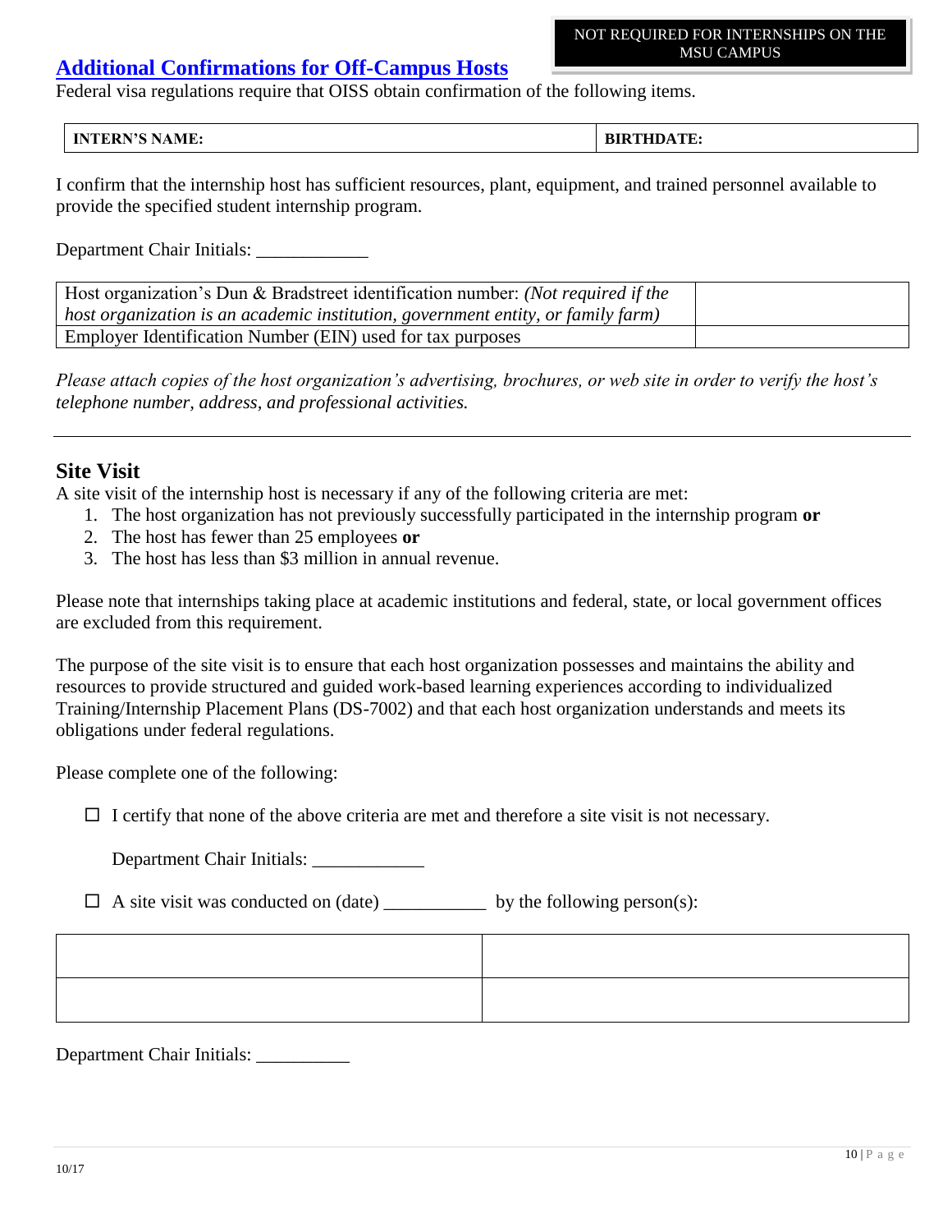NOT REQUIRED FOR INTERNSHIPS ON THE MSU CAMPUS

## Additional Confirmations for Off-Campus Hosts

Federal visa regulations require that OISS obtain confirmation of the following items.

| INTERN'S NAME: | BIRTHDATE: |
|---|---|

I confirm that the internship host has sufficient resources, plant, equipment, and trained personnel available to provide the specified student internship program.

Department Chair Initials: ____________

| Host organization's Dun & Bradstreet identification number: *(Not required if the host organization is an academic institution, government entity, or family farm)* | |
|---|---|
| Employer Identification Number (EIN) used for tax purposes | |

*Please attach copies of the host organization's advertising, brochures, or web site in order to verify the host's telephone number, address, and professional activities.*

---

## Site Visit

A site visit of the internship host is necessary if any of the following criteria are met:

1. The host organization has not previously successfully participated in the internship program **or**
2. The host has fewer than 25 employees **or**
3. The host has less than $3 million in annual revenue.

Please note that internships taking place at academic institutions and federal, state, or local government offices are excluded from this requirement.

The purpose of the site visit is to ensure that each host organization possesses and maintains the ability and resources to provide structured and guided work-based learning experiences according to individualized Training/Internship Placement Plans (DS-7002) and that each host organization understands and meets its obligations under federal regulations.

Please complete one of the following:

☐ I certify that none of the above criteria are met and therefore a site visit is not necessary.

Department Chair Initials: ____________

☐ A site visit was conducted on (date) ___________ by the following person(s):

| | |
|---|---|
| | |
| | |

Department Chair Initials: __________

10/17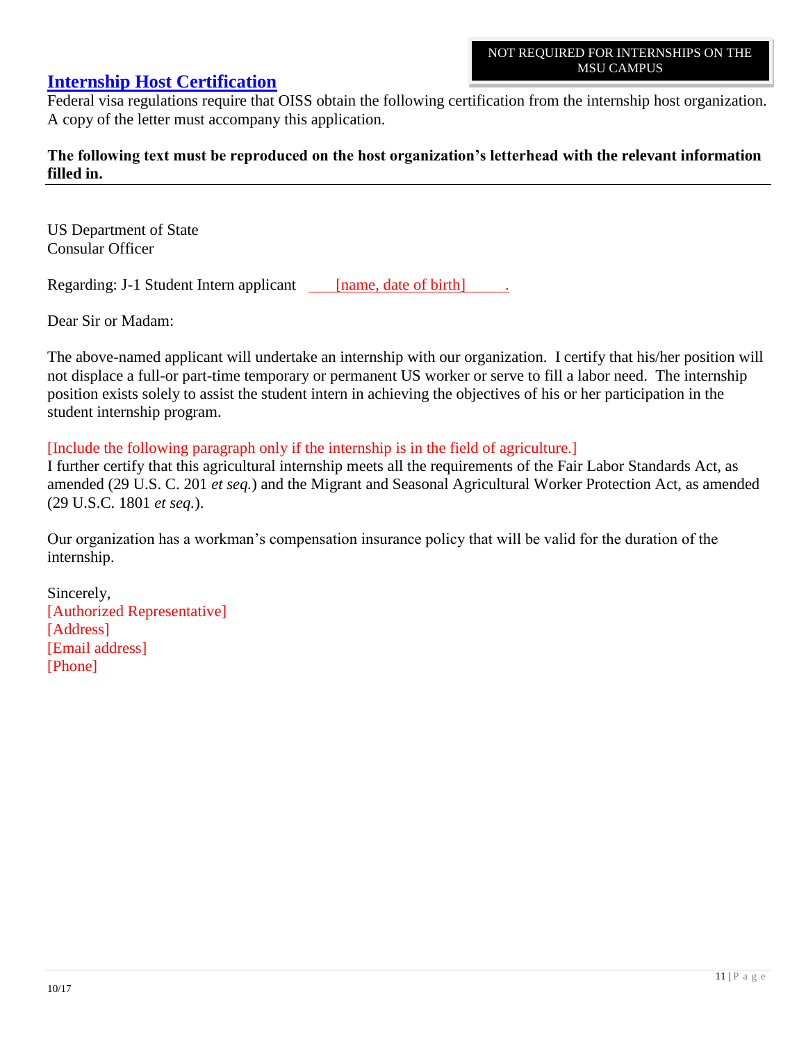NOT REQUIRED FOR INTERNSHIPS ON THE MSU CAMPUS

## Internship Host Certification

Federal visa regulations require that OISS obtain the following certification from the internship host organization. A copy of the letter must accompany this application.

**The following text must be reproduced on the host organization's letterhead with the relevant information filled in.**

---

US Department of State
Consular Officer

Regarding: J-1 Student Intern applicant [name, date of birth].

Dear Sir or Madam:

The above-named applicant will undertake an internship with our organization. I certify that his/her position will not displace a full-or part-time temporary or permanent US worker or serve to fill a labor need. The internship position exists solely to assist the student intern in achieving the objectives of his or her participation in the student internship program.

[Include the following paragraph only if the internship is in the field of agriculture.]
I further certify that this agricultural internship meets all the requirements of the Fair Labor Standards Act, as amended (29 U.S. C. 201 *et seq.*) and the Migrant and Seasonal Agricultural Worker Protection Act, as amended (29 U.S.C. 1801 *et seq.*).

Our organization has a workman's compensation insurance policy that will be valid for the duration of the internship.

Sincerely,
[Authorized Representative]
[Address]
[Email address]
[Phone]